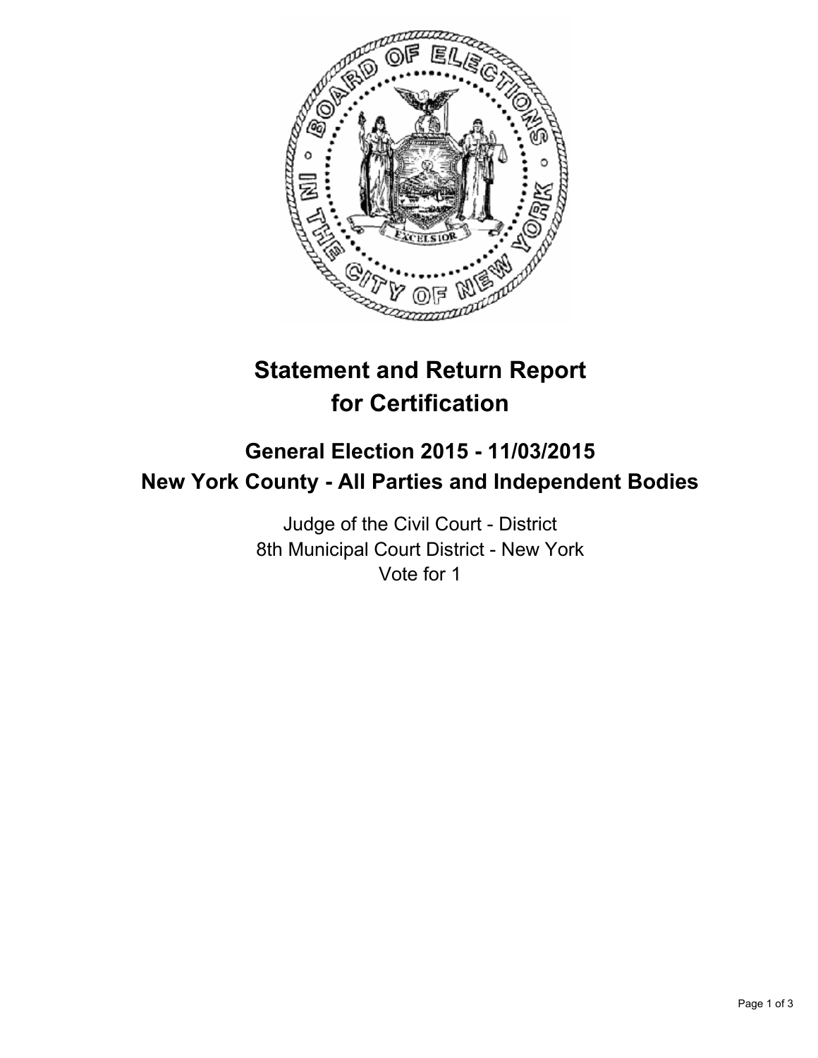# Statement and Return Report for Certification

## General Election 2015 - 11/03/2015
## New York County - All Parties and Independent Bodies

Judge of the Civil Court - District
8th Municipal Court District - New York
Vote for 1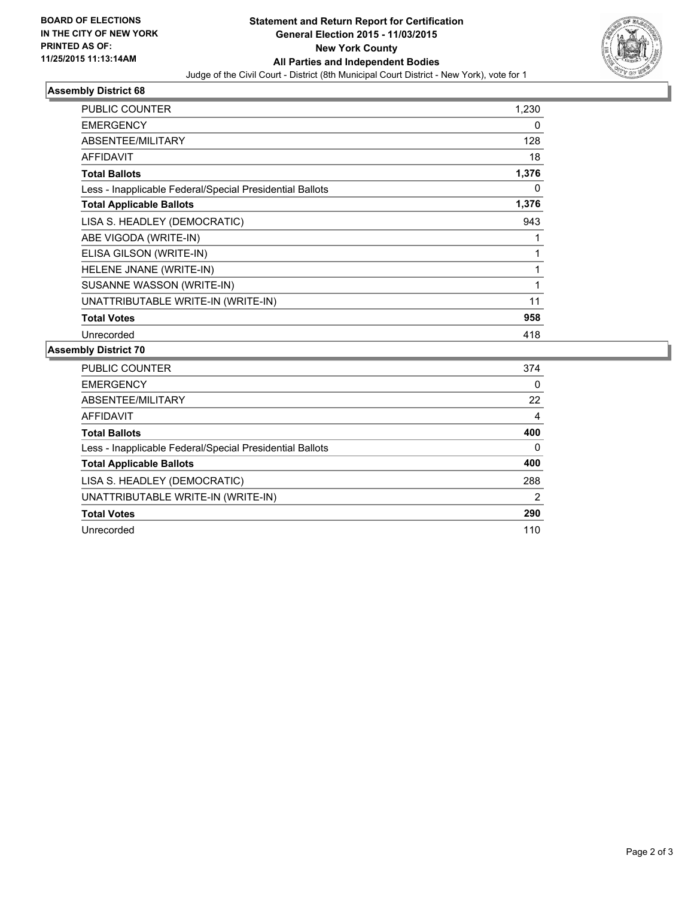**BOARD OF ELECTIONS IN THE CITY OF NEW YORK PRINTED AS OF: 11/25/2015 11:13:14AM**

# Statement and Return Report for Certification
## General Election 2015 - 11/03/2015
## New York County
## All Parties and Independent Bodies

Judge of the Civil Court - District (8th Municipal Court District - New York), vote for 1

### Assembly District 68

| | |
|---|---|
| PUBLIC COUNTER | 1,230 |
| EMERGENCY | 0 |
| ABSENTEE/MILITARY | 128 |
| AFFIDAVIT | 18 |
| **Total Ballots** | **1,376** |
| Less - Inapplicable Federal/Special Presidential Ballots | 0 |
| **Total Applicable Ballots** | **1,376** |
| LISA S. HEADLEY (DEMOCRATIC) | 943 |
| ABE VIGODA (WRITE-IN) | 1 |
| ELISA GILSON (WRITE-IN) | 1 |
| HELENE JNANE (WRITE-IN) | 1 |
| SUSANNE WASSON (WRITE-IN) | 1 |
| UNATTRIBUTABLE WRITE-IN (WRITE-IN) | 11 |
| **Total Votes** | **958** |
| Unrecorded | 418 |

### Assembly District 70

| | |
|---|---|
| PUBLIC COUNTER | 374 |
| EMERGENCY | 0 |
| ABSENTEE/MILITARY | 22 |
| AFFIDAVIT | 4 |
| **Total Ballots** | **400** |
| Less - Inapplicable Federal/Special Presidential Ballots | 0 |
| **Total Applicable Ballots** | **400** |
| LISA S. HEADLEY (DEMOCRATIC) | 288 |
| UNATTRIBUTABLE WRITE-IN (WRITE-IN) | 2 |
| **Total Votes** | **290** |
| Unrecorded | 110 |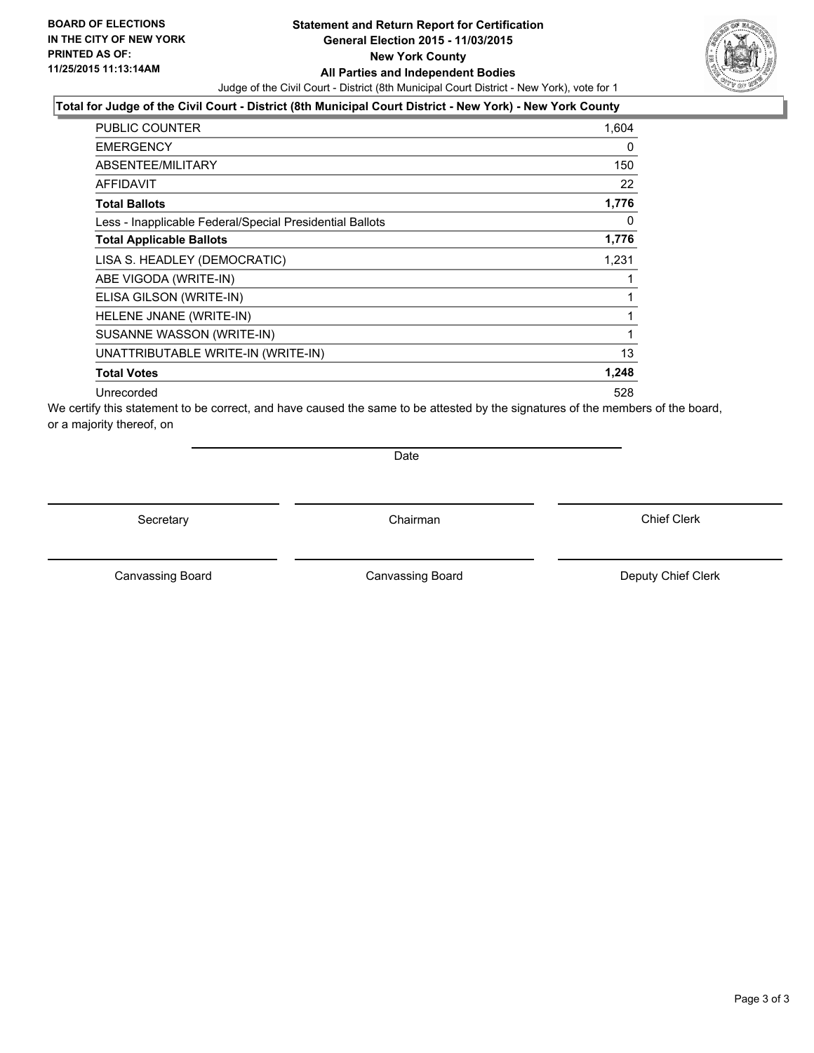**BOARD OF ELECTIONS IN THE CITY OF NEW YORK PRINTED AS OF: 11/25/2015 11:13:14AM**

# Statement and Return Report for Certification
## General Election 2015 - 11/03/2015
## New York County
## All Parties and Independent Bodies

Judge of the Civil Court - District (8th Municipal Court District - New York), vote for 1

**Total for Judge of the Civil Court - District (8th Municipal Court District - New York) - New York County**

| | |
|---|---|
| PUBLIC COUNTER | 1,604 |
| EMERGENCY | 0 |
| ABSENTEE/MILITARY | 150 |
| AFFIDAVIT | 22 |
| **Total Ballots** | **1,776** |
| Less - Inapplicable Federal/Special Presidential Ballots | 0 |
| **Total Applicable Ballots** | **1,776** |
| LISA S. HEADLEY (DEMOCRATIC) | 1,231 |
| ABE VIGODA (WRITE-IN) | 1 |
| ELISA GILSON (WRITE-IN) | 1 |
| HELENE JNANE (WRITE-IN) | 1 |
| SUSANNE WASSON (WRITE-IN) | 1 |
| UNATTRIBUTABLE WRITE-IN (WRITE-IN) | 13 |
| **Total Votes** | **1,248** |
| Unrecorded | 528 |

We certify this statement to be correct, and have caused the same to be attested by the signatures of the members of the board, or a majority thereof, on

Date

Secretary

Chairman

Chief Clerk

Canvassing Board

Canvassing Board

Deputy Chief Clerk